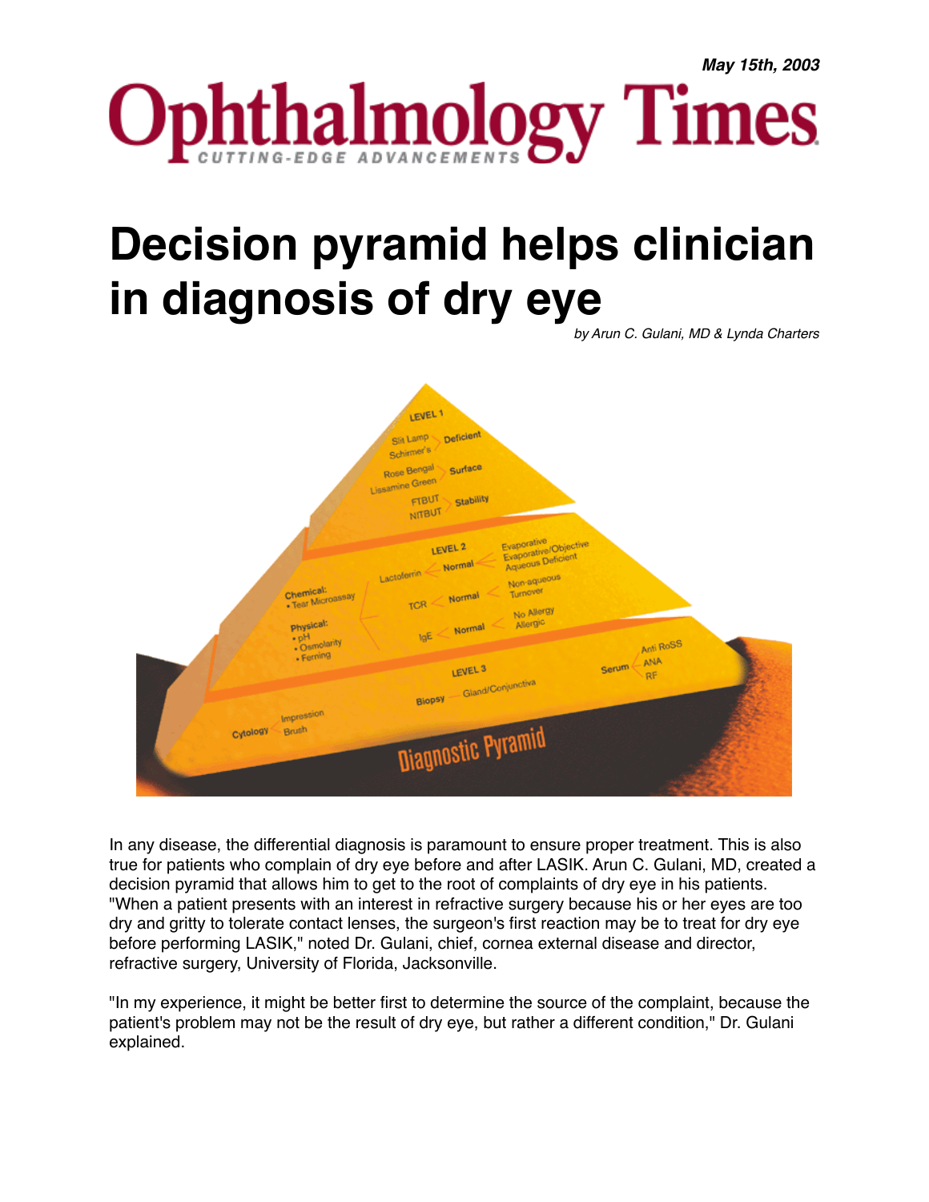*May 15th, 2003*

# Ophthalmology Times

CUTTING-EDGE ADVANCEMENTS

# Decision pyramid helps clinician in diagnosis of dry eye

*by Arun C. Gulani, MD & Lynda Charters*

In any disease, the differential diagnosis is paramount to ensure proper treatment. This is also true for patients who complain of dry eye before and after LASIK. Arun C. Gulani, MD, created a decision pyramid that allows him to get to the root of complaints of dry eye in his patients. "When a patient presents with an interest in refractive surgery because his or her eyes are too dry and gritty to tolerate contact lenses, the surgeon's first reaction may be to treat for dry eye before performing LASIK," noted Dr. Gulani, chief, cornea external disease and director, refractive surgery, University of Florida, Jacksonville.

"In my experience, it might be better first to determine the source of the complaint, because the patient's problem may not be the result of dry eye, but rather a different condition," Dr. Gulani explained.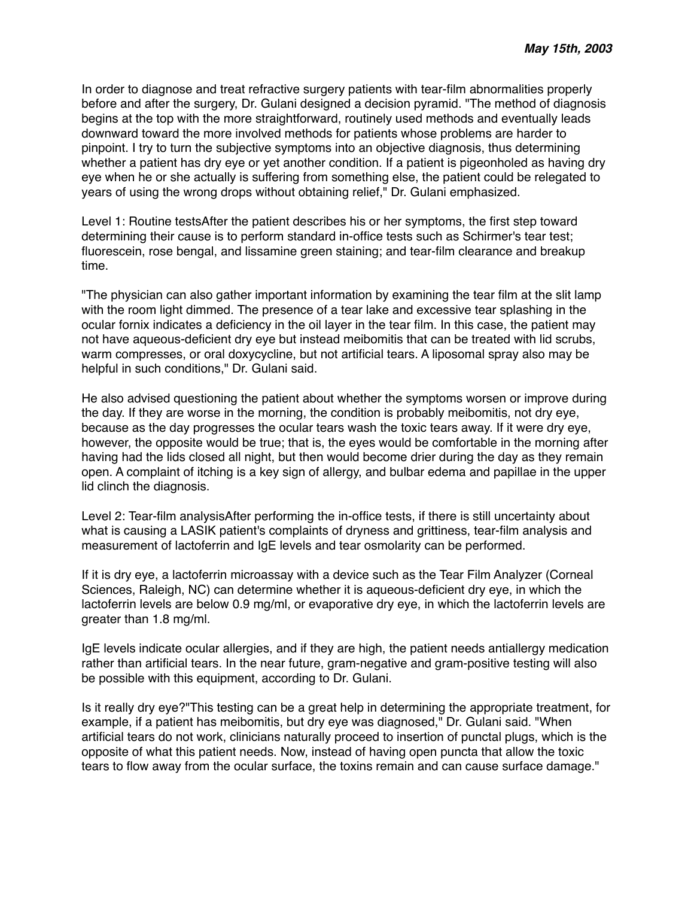***May 15th, 2003***

In order to diagnose and treat refractive surgery patients with tear-film abnormalities properly before and after the surgery, Dr. Gulani designed a decision pyramid. "The method of diagnosis begins at the top with the more straightforward, routinely used methods and eventually leads downward toward the more involved methods for patients whose problems are harder to pinpoint. I try to turn the subjective symptoms into an objective diagnosis, thus determining whether a patient has dry eye or yet another condition. If a patient is pigeonholed as having dry eye when he or she actually is suffering from something else, the patient could be relegated to years of using the wrong drops without obtaining relief," Dr. Gulani emphasized.

Level 1: Routine testsAfter the patient describes his or her symptoms, the first step toward determining their cause is to perform standard in-office tests such as Schirmer's tear test; fluorescein, rose bengal, and lissamine green staining; and tear-film clearance and breakup time.

"The physician can also gather important information by examining the tear film at the slit lamp with the room light dimmed. The presence of a tear lake and excessive tear splashing in the ocular fornix indicates a deficiency in the oil layer in the tear film. In this case, the patient may not have aqueous-deficient dry eye but instead meibomitis that can be treated with lid scrubs, warm compresses, or oral doxycycline, but not artificial tears. A liposomal spray also may be helpful in such conditions," Dr. Gulani said.

He also advised questioning the patient about whether the symptoms worsen or improve during the day. If they are worse in the morning, the condition is probably meibomitis, not dry eye, because as the day progresses the ocular tears wash the toxic tears away. If it were dry eye, however, the opposite would be true; that is, the eyes would be comfortable in the morning after having had the lids closed all night, but then would become drier during the day as they remain open. A complaint of itching is a key sign of allergy, and bulbar edema and papillae in the upper lid clinch the diagnosis.

Level 2: Tear-film analysisAfter performing the in-office tests, if there is still uncertainty about what is causing a LASIK patient's complaints of dryness and grittiness, tear-film analysis and measurement of lactoferrin and IgE levels and tear osmolarity can be performed.

If it is dry eye, a lactoferrin microassay with a device such as the Tear Film Analyzer (Corneal Sciences, Raleigh, NC) can determine whether it is aqueous-deficient dry eye, in which the lactoferrin levels are below 0.9 mg/ml, or evaporative dry eye, in which the lactoferrin levels are greater than 1.8 mg/ml.

IgE levels indicate ocular allergies, and if they are high, the patient needs antiallergy medication rather than artificial tears. In the near future, gram-negative and gram-positive testing will also be possible with this equipment, according to Dr. Gulani.

Is it really dry eye?"This testing can be a great help in determining the appropriate treatment, for example, if a patient has meibomitis, but dry eye was diagnosed," Dr. Gulani said. "When artificial tears do not work, clinicians naturally proceed to insertion of punctal plugs, which is the opposite of what this patient needs. Now, instead of having open puncta that allow the toxic tears to flow away from the ocular surface, the toxins remain and can cause surface damage."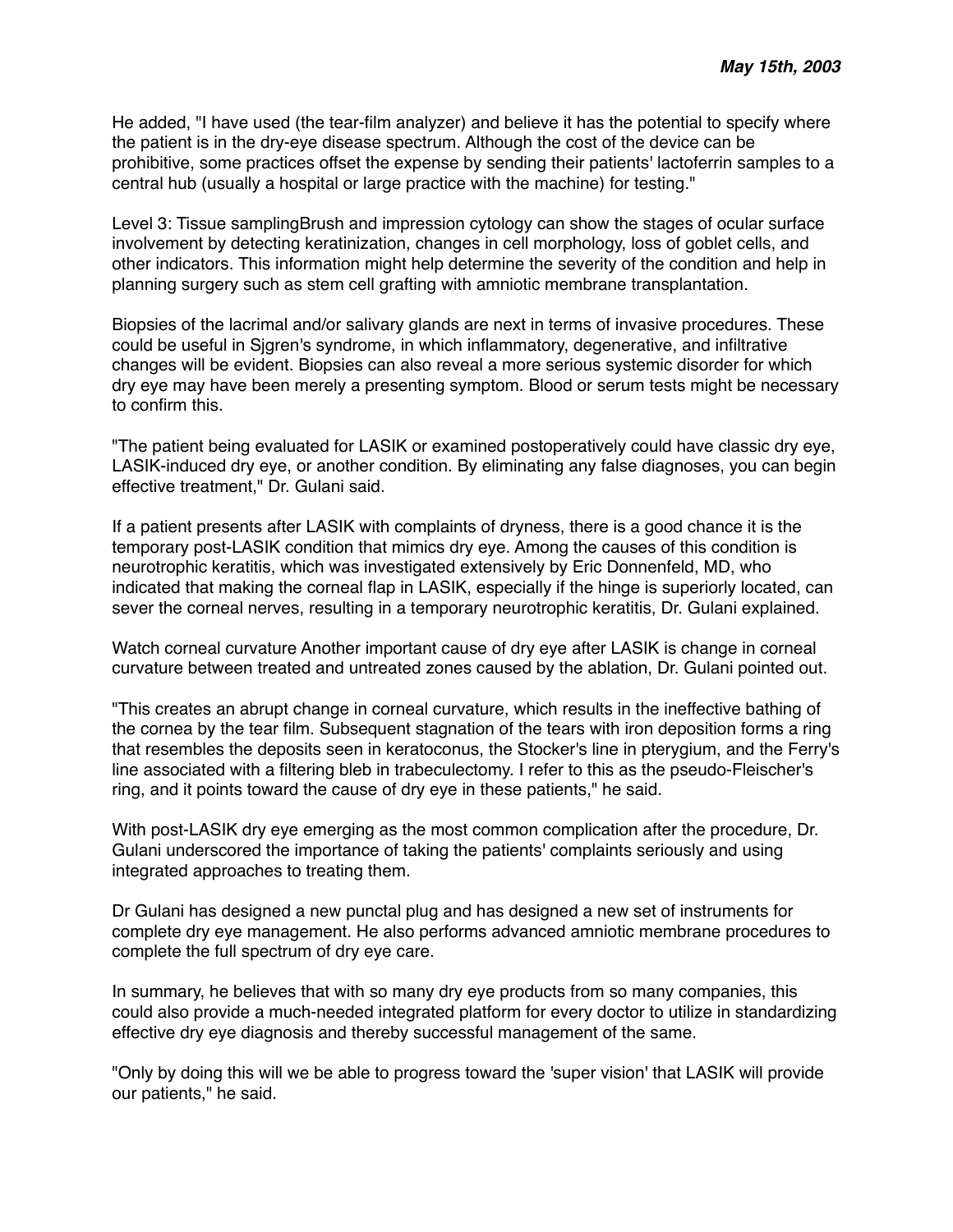**_May 15th, 2003_**

He added, "I have used (the tear-film analyzer) and believe it has the potential to specify where the patient is in the dry-eye disease spectrum. Although the cost of the device can be prohibitive, some practices offset the expense by sending their patients' lactoferrin samples to a central hub (usually a hospital or large practice with the machine) for testing."

Level 3: Tissue samplingBrush and impression cytology can show the stages of ocular surface involvement by detecting keratinization, changes in cell morphology, loss of goblet cells, and other indicators. This information might help determine the severity of the condition and help in planning surgery such as stem cell grafting with amniotic membrane transplantation.

Biopsies of the lacrimal and/or salivary glands are next in terms of invasive procedures. These could be useful in Sjgren's syndrome, in which inflammatory, degenerative, and infiltrative changes will be evident. Biopsies can also reveal a more serious systemic disorder for which dry eye may have been merely a presenting symptom. Blood or serum tests might be necessary to confirm this.

"The patient being evaluated for LASIK or examined postoperatively could have classic dry eye, LASIK-induced dry eye, or another condition. By eliminating any false diagnoses, you can begin effective treatment," Dr. Gulani said.

If a patient presents after LASIK with complaints of dryness, there is a good chance it is the temporary post-LASIK condition that mimics dry eye. Among the causes of this condition is neurotrophic keratitis, which was investigated extensively by Eric Donnenfeld, MD, who indicated that making the corneal flap in LASIK, especially if the hinge is superiorly located, can sever the corneal nerves, resulting in a temporary neurotrophic keratitis, Dr. Gulani explained.

Watch corneal curvature Another important cause of dry eye after LASIK is change in corneal curvature between treated and untreated zones caused by the ablation, Dr. Gulani pointed out.

"This creates an abrupt change in corneal curvature, which results in the ineffective bathing of the cornea by the tear film. Subsequent stagnation of the tears with iron deposition forms a ring that resembles the deposits seen in keratoconus, the Stocker's line in pterygium, and the Ferry's line associated with a filtering bleb in trabeculectomy. I refer to this as the pseudo-Fleischer's ring, and it points toward the cause of dry eye in these patients," he said.

With post-LASIK dry eye emerging as the most common complication after the procedure, Dr. Gulani underscored the importance of taking the patients' complaints seriously and using integrated approaches to treating them.

Dr Gulani has designed a new punctal plug and has designed a new set of instruments for complete dry eye management. He also performs advanced amniotic membrane procedures to complete the full spectrum of dry eye care.

In summary, he believes that with so many dry eye products from so many companies, this could also provide a much-needed integrated platform for every doctor to utilize in standardizing effective dry eye diagnosis and thereby successful management of the same.

"Only by doing this will we be able to progress toward the 'super vision' that LASIK will provide our patients," he said.